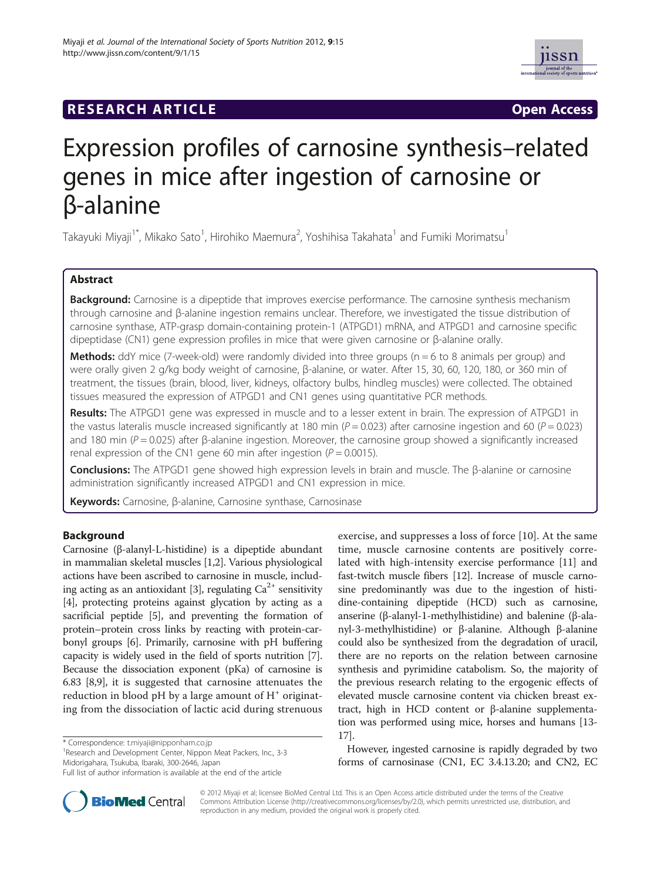RESEARCH ARTICLE Open Access

# Expression profiles of carnosine synthesis–related genes in mice after ingestion of carnosine or β-alanine

Takayuki Miyaji[1*], Mikako Sato[1], Hirohiko Maemura[2], Yoshihisa Takahata[1] and Fumiki Morimatsu[1]

## Abstract

**Background:** Carnosine is a dipeptide that improves exercise performance. The carnosine synthesis mechanism through carnosine and β-alanine ingestion remains unclear. Therefore, we investigated the tissue distribution of carnosine synthase, ATP-grasp domain-containing protein-1 (ATPGD1) mRNA, and ATPGD1 and carnosine specific dipeptidase (CN1) gene expression profiles in mice that were given carnosine or β-alanine orally.

**Methods:** ddY mice (7-week-old) were randomly divided into three groups (n = 6 to 8 animals per group) and were orally given 2 g/kg body weight of carnosine, β-alanine, or water. After 15, 30, 60, 120, 180, or 360 min of treatment, the tissues (brain, blood, liver, kidneys, olfactory bulbs, hindleg muscles) were collected. The obtained tissues measured the expression of ATPGD1 and CN1 genes using quantitative PCR methods.

**Results:** The ATPGD1 gene was expressed in muscle and to a lesser extent in brain. The expression of ATPGD1 in the vastus lateralis muscle increased significantly at 180 min ($P = 0.023$) after carnosine ingestion and 60 ($P = 0.023$) and 180 min ($P = 0.025$) after β-alanine ingestion. Moreover, the carnosine group showed a significantly increased renal expression of the CN1 gene 60 min after ingestion ($P = 0.0015$).

**Conclusions:** The ATPGD1 gene showed high expression levels in brain and muscle. The β-alanine or carnosine administration significantly increased ATPGD1 and CN1 expression in mice.

**Keywords:** Carnosine, β-alanine, Carnosine synthase, Carnosinase

## Background

Carnosine (β-alanyl-L-histidine) is a dipeptide abundant in mammalian skeletal muscles [1,2]. Various physiological actions have been ascribed to carnosine in muscle, including acting as an antioxidant [3], regulating $Ca^{2+}$ sensitivity [4], protecting proteins against glycation by acting as a sacrificial peptide [5], and preventing the formation of protein–protein cross links by reacting with protein-carbonyl groups [6]. Primarily, carnosine with pH buffering capacity is widely used in the field of sports nutrition [7]. Because the dissociation exponent (pKa) of carnosine is 6.83 [8,9], it is suggested that carnosine attenuates the reduction in blood pH by a large amount of $H^+$ originating from the dissociation of lactic acid during strenuous exercise, and suppresses a loss of force [10]. At the same time, muscle carnosine contents are positively correlated with high-intensity exercise performance [11] and fast-twitch muscle fibers [12]. Increase of muscle carnosine predominantly was due to the ingestion of histidine-containing dipeptide (HCD) such as carnosine, anserine (β-alanyl-1-methylhistidine) and balenine (β-alanyl-3-methylhistidine) or β-alanine. Although β-alanine could also be synthesized from the degradation of uracil, there are no reports on the relation between carnosine synthesis and pyrimidine catabolism. So, the majority of the previous research relating to the ergogenic effects of elevated muscle carnosine content via chicken breast extract, high in HCD content or β-alanine supplementation was performed using mice, horses and humans [13-17].

However, ingested carnosine is rapidly degraded by two forms of carnosinase (CN1, EC 3.4.13.20; and CN2, EC

\* Correspondence: t.miyaji@nipponham.co.jp
[1]Research and Development Center, Nippon Meat Packers, Inc., 3-3 Midorigahara, Tsukuba, Ibaraki, 300-2646, Japan
Full list of author information is available at the end of the article

© 2012 Miyaji et al; licensee BioMed Central Ltd. This is an Open Access article distributed under the terms of the Creative Commons Attribution License (http://creativecommons.org/licenses/by/2.0), which permits unrestricted use, distribution, and reproduction in any medium, provided the original work is properly cited.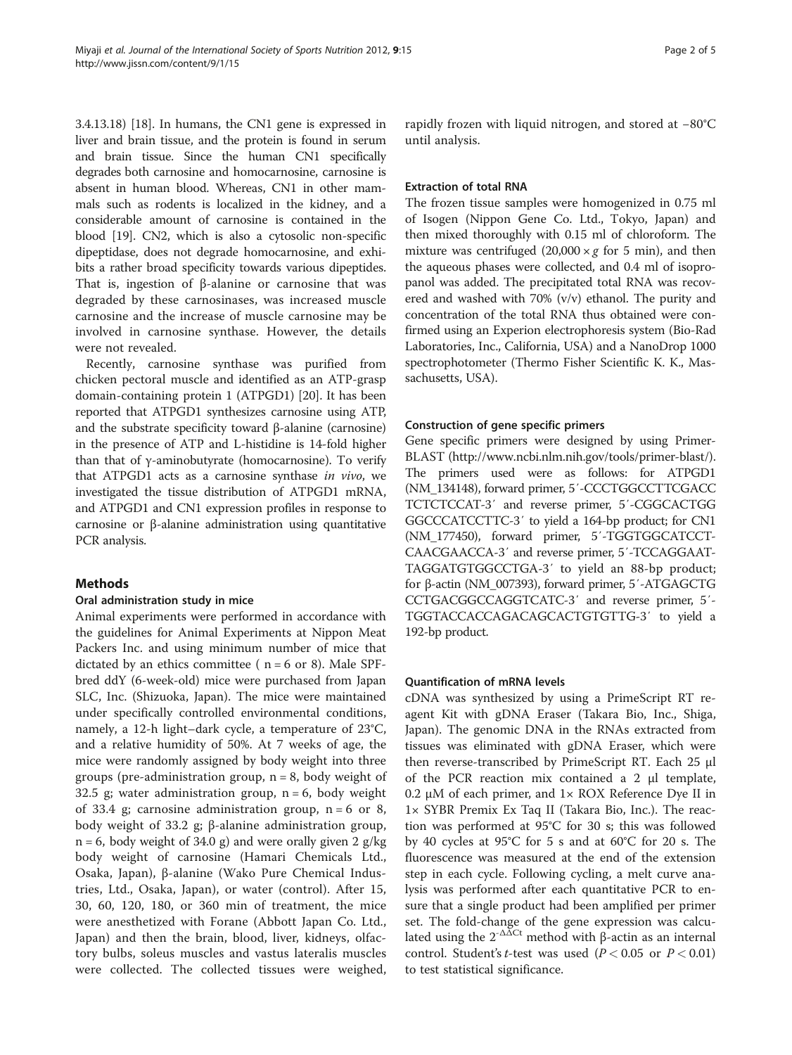3.4.13.18) [18]. In humans, the CN1 gene is expressed in liver and brain tissue, and the protein is found in serum and brain tissue. Since the human CN1 specifically degrades both carnosine and homocarnosine, carnosine is absent in human blood. Whereas, CN1 in other mammals such as rodents is localized in the kidney, and a considerable amount of carnosine is contained in the blood [19]. CN2, which is also a cytosolic non-specific dipeptidase, does not degrade homocarnosine, and exhibits a rather broad specificity towards various dipeptides. That is, ingestion of β-alanine or carnosine that was degraded by these carnosinases, was increased muscle carnosine and the increase of muscle carnosine may be involved in carnosine synthase. However, the details were not revealed.

Recently, carnosine synthase was purified from chicken pectoral muscle and identified as an ATP-grasp domain-containing protein 1 (ATPGD1) [20]. It has been reported that ATPGD1 synthesizes carnosine using ATP, and the substrate specificity toward β-alanine (carnosine) in the presence of ATP and L-histidine is 14-fold higher than that of γ-aminobutyrate (homocarnosine). To verify that ATPGD1 acts as a carnosine synthase *in vivo*, we investigated the tissue distribution of ATPGD1 mRNA, and ATPGD1 and CN1 expression profiles in response to carnosine or β-alanine administration using quantitative PCR analysis.

## Methods

### Oral administration study in mice

Animal experiments were performed in accordance with the guidelines for Animal Experiments at Nippon Meat Packers Inc. and using minimum number of mice that dictated by an ethics committee ( n = 6 or 8). Male SPF-bred ddY (6-week-old) mice were purchased from Japan SLC, Inc. (Shizuoka, Japan). The mice were maintained under specifically controlled environmental conditions, namely, a 12-h light–dark cycle, a temperature of 23°C, and a relative humidity of 50%. At 7 weeks of age, the mice were randomly assigned by body weight into three groups (pre-administration group, n = 8, body weight of 32.5 g; water administration group, n = 6, body weight of 33.4 g; carnosine administration group, n = 6 or 8, body weight of 33.2 g; β-alanine administration group, n = 6, body weight of 34.0 g) and were orally given 2 g/kg body weight of carnosine (Hamari Chemicals Ltd., Osaka, Japan), β-alanine (Wako Pure Chemical Industries, Ltd., Osaka, Japan), or water (control). After 15, 30, 60, 120, 180, or 360 min of treatment, the mice were anesthetized with Forane (Abbott Japan Co. Ltd., Japan) and then the brain, blood, liver, kidneys, olfactory bulbs, soleus muscles and vastus lateralis muscles were collected. The collected tissues were weighed, rapidly frozen with liquid nitrogen, and stored at −80°C until analysis.

### Extraction of total RNA

The frozen tissue samples were homogenized in 0.75 ml of Isogen (Nippon Gene Co. Ltd., Tokyo, Japan) and then mixed thoroughly with 0.15 ml of chloroform. The mixture was centrifuged (20,000 × *g* for 5 min), and then the aqueous phases were collected, and 0.4 ml of isopropanol was added. The precipitated total RNA was recovered and washed with 70% (v/v) ethanol. The purity and concentration of the total RNA thus obtained were confirmed using an Experion electrophoresis system (Bio-Rad Laboratories, Inc., California, USA) and a NanoDrop 1000 spectrophotometer (Thermo Fisher Scientific K. K., Massachusetts, USA).

### Construction of gene specific primers

Gene specific primers were designed by using Primer-BLAST (http://www.ncbi.nlm.nih.gov/tools/primer-blast/). The primers used were as follows: for ATPGD1 (NM_134148), forward primer, 5′-CCCTGGCCTTCGACCTCTCTCCAT-3′ and reverse primer, 5′-CGGCACTGGGGCCCATCCTTC-3′ to yield a 164-bp product; for CN1 (NM_177450), forward primer, 5′-TGGTGGCATCCTCAACGAACCA-3′ and reverse primer, 5′-TCCAGGAATTAGGATGTGGCCTGA-3′ to yield an 88-bp product; for β-actin (NM_007393), forward primer, 5′-ATGAGCTGCCTGACGGCCAGGTCATC-3′ and reverse primer, 5′-TGGTACCACCAGACAGCACTGTGTTG-3′ to yield a 192-bp product.

### Quantification of mRNA levels

cDNA was synthesized by using a PrimeScript RT reagent Kit with gDNA Eraser (Takara Bio, Inc., Shiga, Japan). The genomic DNA in the RNAs extracted from tissues was eliminated with gDNA Eraser, which were then reverse-transcribed by PrimeScript RT. Each 25 μl of the PCR reaction mix contained a 2 μl template, 0.2 μM of each primer, and 1× ROX Reference Dye II in 1× SYBR Premix Ex Taq II (Takara Bio, Inc.). The reaction was performed at 95°C for 30 s; this was followed by 40 cycles at 95°C for 5 s and at 60°C for 20 s. The fluorescence was measured at the end of the extension step in each cycle. Following cycling, a melt curve analysis was performed after each quantitative PCR to ensure that a single product had been amplified per primer set. The fold-change of the gene expression was calculated using the $2^{-\Delta\Delta Ct}$ method with β-actin as an internal control. Student's *t*-test was used ($P < 0.05$ or $P < 0.01$) to test statistical significance.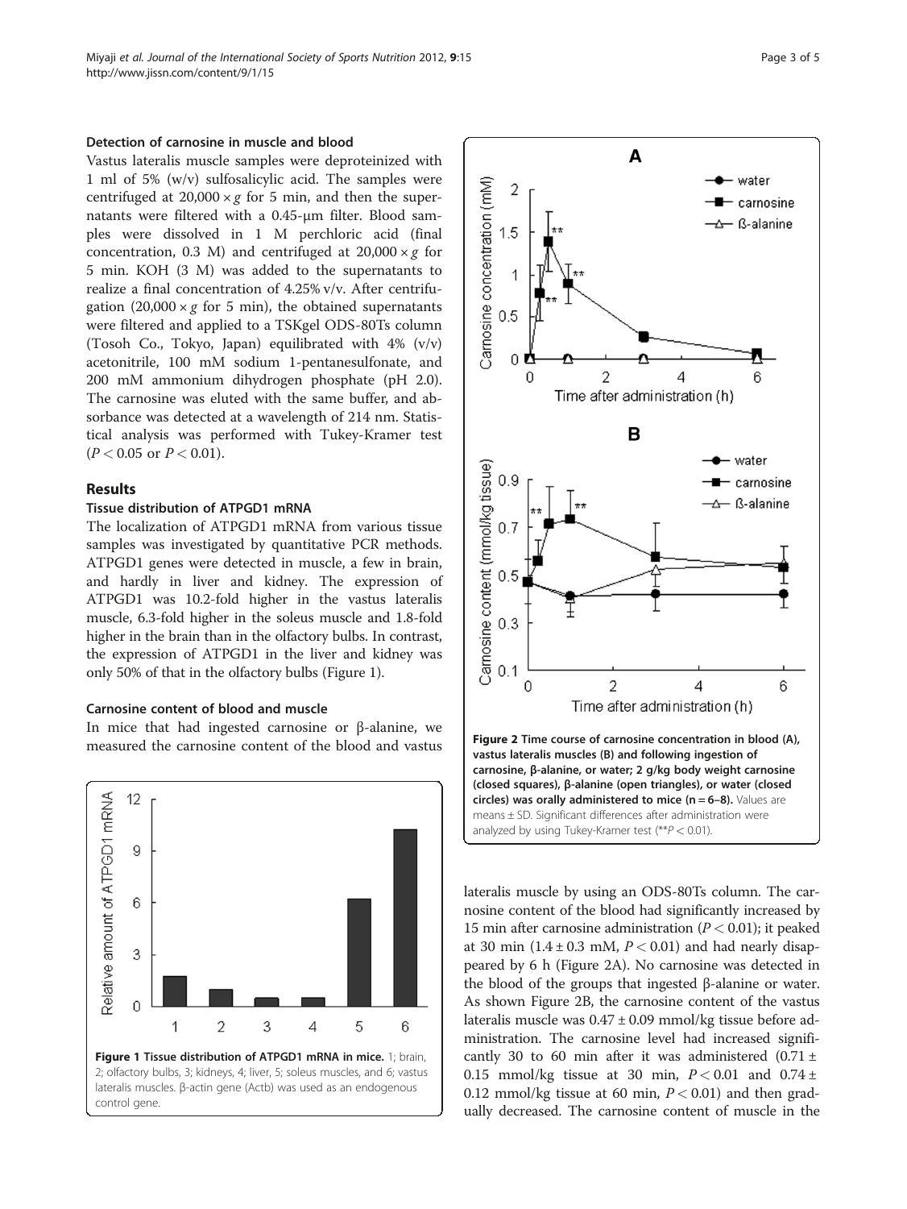#### Detection of carnosine in muscle and blood

Vastus lateralis muscle samples were deproteinized with 1 ml of 5% (w/v) sulfosalicylic acid. The samples were centrifuged at $20,000 \times g$ for 5 min, and then the supernatants were filtered with a 0.45-μm filter. Blood samples were dissolved in 1 M perchloric acid (final concentration, 0.3 M) and centrifuged at $20,000 \times g$ for 5 min. KOH (3 M) was added to the supernatants to realize a final concentration of 4.25% v/v. After centrifugation ($20,000 \times g$ for 5 min), the obtained supernatants were filtered and applied to a TSKgel ODS-80Ts column (Tosoh Co., Tokyo, Japan) equilibrated with 4% (v/v) acetonitrile, 100 mM sodium 1-pentanesulfonate, and 200 mM ammonium dihydrogen phosphate (pH 2.0). The carnosine was eluted with the same buffer, and absorbance was detected at a wavelength of 214 nm. Statistical analysis was performed with Tukey-Kramer test ($P < 0.05$ or $P < 0.01$).

## Results

#### Tissue distribution of ATPGD1 mRNA

The localization of ATPGD1 mRNA from various tissue samples was investigated by quantitative PCR methods. ATPGD1 genes were detected in muscle, a few in brain, and hardly in liver and kidney. The expression of ATPGD1 was 10.2-fold higher in the vastus lateralis muscle, 6.3-fold higher in the soleus muscle and 1.8-fold higher in the brain than in the olfactory bulbs. In contrast, the expression of ATPGD1 in the liver and kidney was only 50% of that in the olfactory bulbs (Figure 1).

#### Carnosine content of blood and muscle

In mice that had ingested carnosine or β-alanine, we measured the carnosine content of the blood and vastus lateralis muscle by using an ODS-80Ts column. The carnosine content of the blood had significantly increased by 15 min after carnosine administration ($P < 0.01$); it peaked at 30 min ($1.4 \pm 0.3$ mM, $P < 0.01$) and had nearly disappeared by 6 h (Figure 2A). No carnosine was detected in the blood of the groups that ingested β-alanine or water. As shown Figure 2B, the carnosine content of the vastus lateralis muscle was $0.47 \pm 0.09$ mmol/kg tissue before administration. The carnosine level had increased significantly 30 to 60 min after it was administered ($0.71 \pm 0.15$ mmol/kg tissue at 30 min, $P < 0.01$ and $0.74 \pm 0.12$ mmol/kg tissue at 60 min, $P < 0.01$) and then gradually decreased. The carnosine content of muscle in the

**Figure 1 Tissue distribution of ATPGD1 mRNA in mice.** 1; brain, 2; olfactory bulbs, 3; kidneys, 4; liver, 5; soleus muscles, and 6; vastus lateralis muscles. β-actin gene (Actb) was used as an endogenous control gene.

**Figure 2 Time course of carnosine concentration in blood (A), vastus lateralis muscles (B) and following ingestion of carnosine, β-alanine, or water; 2 g/kg body weight carnosine (closed squares), β-alanine (open triangles), or water (closed circles) was orally administered to mice (n = 6–8).** Values are means ± SD. Significant differences after administration were analyzed by using Tukey-Kramer test (**$P < 0.01$).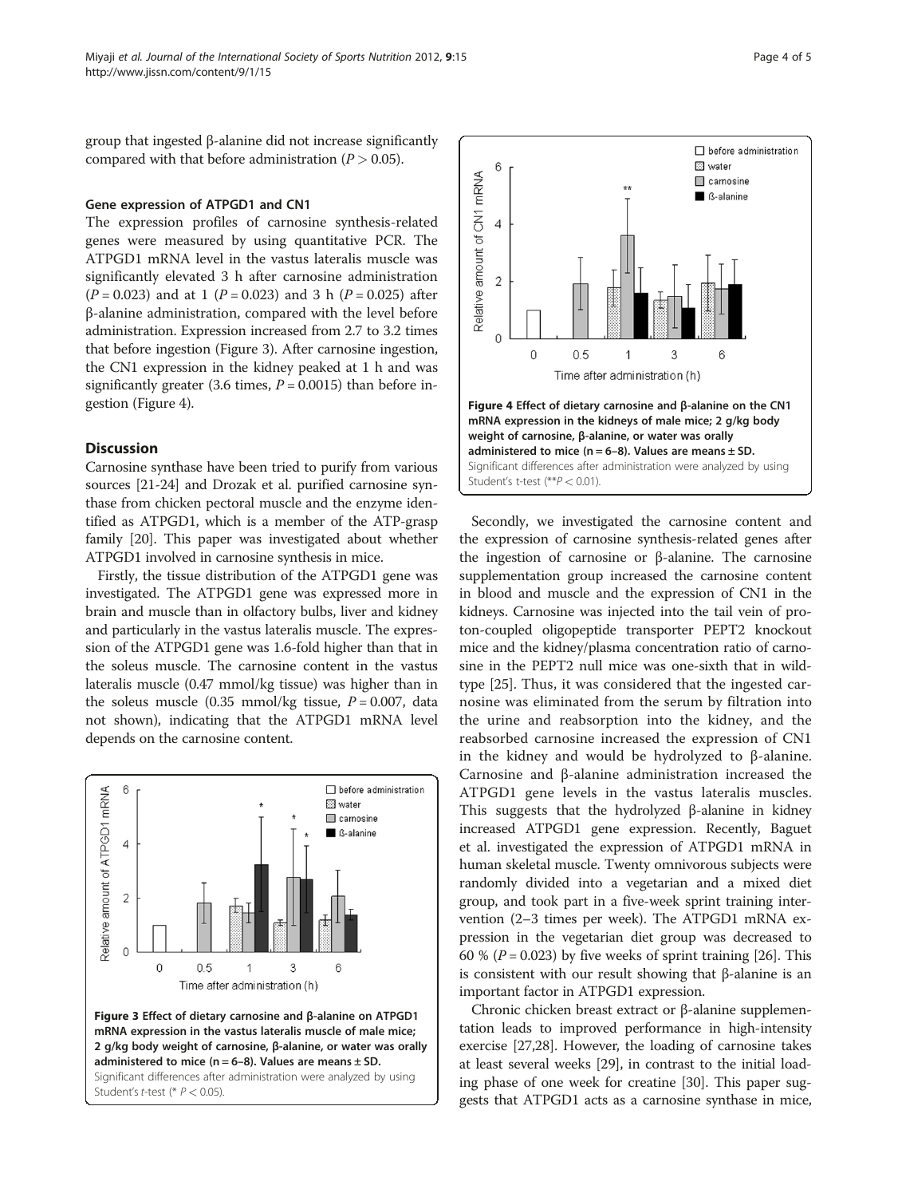group that ingested β-alanine did not increase significantly compared with that before administration ($P > 0.05$).

#### Gene expression of ATPGD1 and CN1

The expression profiles of carnosine synthesis-related genes were measured by using quantitative PCR. The ATPGD1 mRNA level in the vastus lateralis muscle was significantly elevated 3 h after carnosine administration ($P = 0.023$) and at 1 ($P = 0.023$) and 3 h ($P = 0.025$) after β-alanine administration, compared with the level before administration. Expression increased from 2.7 to 3.2 times that before ingestion (Figure 3). After carnosine ingestion, the CN1 expression in the kidney peaked at 1 h and was significantly greater (3.6 times, $P = 0.0015$) than before ingestion (Figure 4).

## Discussion

Carnosine synthase have been tried to purify from various sources [21-24] and Drozak et al. purified carnosine synthase from chicken pectoral muscle and the enzyme identified as ATPGD1, which is a member of the ATP-grasp family [20]. This paper was investigated about whether ATPGD1 involved in carnosine synthesis in mice.

Firstly, the tissue distribution of the ATPGD1 gene was investigated. The ATPGD1 gene was expressed more in brain and muscle than in olfactory bulbs, liver and kidney and particularly in the vastus lateralis muscle. The expression of the ATPGD1 gene was 1.6-fold higher than that in the soleus muscle. The carnosine content in the vastus lateralis muscle (0.47 mmol/kg tissue) was higher than in the soleus muscle (0.35 mmol/kg tissue, $P = 0.007$, data not shown), indicating that the ATPGD1 mRNA level depends on the carnosine content.

**Figure 3 Effect of dietary carnosine and β-alanine on ATPGD1 mRNA expression in the vastus lateralis muscle of male mice; 2 g/kg body weight of carnosine, β-alanine, or water was orally administered to mice (n = 6–8). Values are means ± SD.** Significant differences after administration were analyzed by using Student's *t*-test (* $P < 0.05$).

**Figure 4 Effect of dietary carnosine and β-alanine on the CN1 mRNA expression in the kidneys of male mice; 2 g/kg body weight of carnosine, β-alanine, or water was orally administered to mice (n = 6–8). Values are means ± SD.** Significant differences after administration were analyzed by using Student's t-test (** $P < 0.01$).

Secondly, we investigated the carnosine content and the expression of carnosine synthesis-related genes after the ingestion of carnosine or β-alanine. The carnosine supplementation group increased the carnosine content in blood and muscle and the expression of CN1 in the kidneys. Carnosine was injected into the tail vein of proton-coupled oligopeptide transporter PEPT2 knockout mice and the kidney/plasma concentration ratio of carnosine in the PEPT2 null mice was one-sixth that in wild-type [25]. Thus, it was considered that the ingested carnosine was eliminated from the serum by filtration into the urine and reabsorption into the kidney, and the reabsorbed carnosine increased the expression of CN1 in the kidney and would be hydrolyzed to β-alanine. Carnosine and β-alanine administration increased the ATPGD1 gene levels in the vastus lateralis muscles. This suggests that the hydrolyzed β-alanine in kidney increased ATPGD1 gene expression. Recently, Baguet et al. investigated the expression of ATPGD1 mRNA in human skeletal muscle. Twenty omnivorous subjects were randomly divided into a vegetarian and a mixed diet group, and took part in a five-week sprint training intervention (2–3 times per week). The ATPGD1 mRNA expression in the vegetarian diet group was decreased to 60 % ($P = 0.023$) by five weeks of sprint training [26]. This is consistent with our result showing that β-alanine is an important factor in ATPGD1 expression.

Chronic chicken breast extract or β-alanine supplementation leads to improved performance in high-intensity exercise [27,28]. However, the loading of carnosine takes at least several weeks [29], in contrast to the initial loading phase of one week for creatine [30]. This paper suggests that ATPGD1 acts as a carnosine synthase in mice,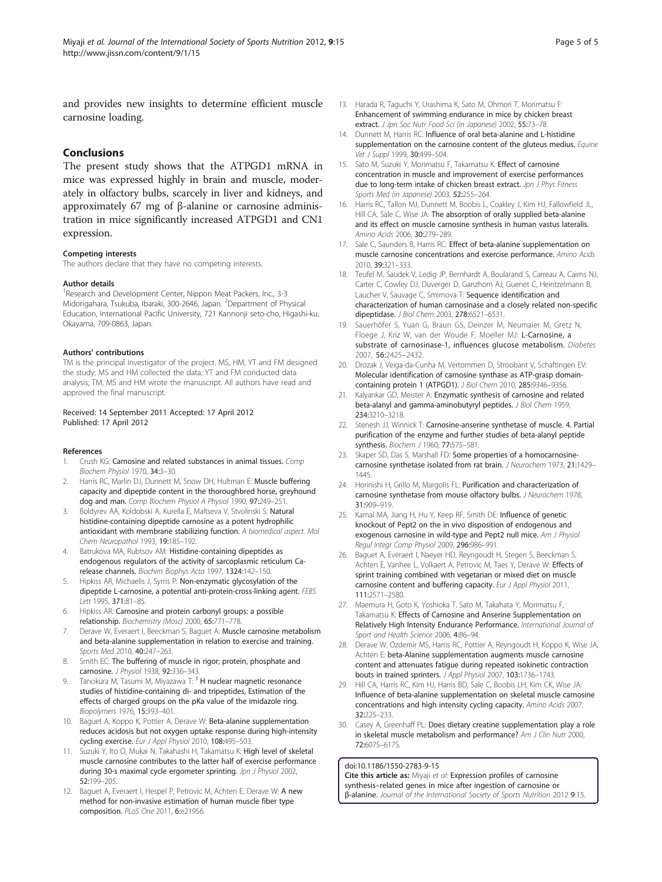and provides new insights to determine efficient muscle carnosine loading.

## Conclusions

The present study shows that the ATPGD1 mRNA in mice was expressed highly in brain and muscle, moderately in olfactory bulbs, scarcely in liver and kidneys, and approximately 67 mg of β-alanine or carnosine administration in mice significantly increased ATPGD1 and CN1 expression.

### Competing interests

The authors declare that they have no competing interests.

### Author details

[1]Research and Development Center, Nippon Meat Packers, Inc., 3-3 Midorigahara, Tsukuba, Ibaraki, 300-2646, Japan. [2]Department of Physical Education, International Pacific University, 721 Kannonji seto-cho, Higashi-ku, Okayama, 709-0863, Japan.

### Authors' contributions

TM is the principal investigator of the project. MS, HM, YT and FM designed the study; MS and HM collected the data; YT and FM conducted data analysis; TM, MS and HM wrote the manuscript. All authors have read and approved the final manuscript.

Received: 14 September 2011 Accepted: 17 April 2012
Published: 17 April 2012

### References

1. Crush KG: **Carnosine and related substances in animal tissues.** *Comp Biochem Physiol* 1970, **34:**3–30.
2. Harris RC, Marlin DJ, Dunnett M, Snow DH, Hultman E: **Muscle buffering capacity and dipeptide content in the thoroughbred horse, greyhound dog and man.** *Comp Biochem Physiol A Physiol* 1990, **97:**249–251.
3. Boldyrev AA, Koldobski A, Kurella E, Maltseva V, Stvolinski S: **Natural histidine-containing dipeptide carnosine as a potent hydrophilic antioxidant with membrane stabilizing function.** *A biomedical aspect. Mol Chem Neuropathol* 1993, **19:**185–192.
4. Batrukova MA, Rubtsov AM: **Histidine-containing dipeptides as endogenous regulators of the activity of sarcoplasmic reticulum Ca-release channels.** *Biochim Biophys Acta* 1997, **1324:**142–150.
5. Hipkiss AR, Michaelis J, Syrris P: **Non-enzymatic glycosylation of the dipeptide L-carnosine, a potential anti-protein-cross-linking agent.** *FEBS Lett* 1995, **371:**81–85.
6. Hipkiss AR: **Carnosine and protein carbonyl groups: a possible relationship.** *Biochemistry (Mosc)* 2000, **65:**771–778.
7. Derave W, Everaert I, Beeckman S, Baguet A: **Muscle carnosine metabolism and beta-alanine supplementation in relation to exercise and training.** *Sports Med* 2010, **40:**247–263.
8. Smith EC: **The buffering of muscle in rigor; protein, phosphate and carnosine.** *J Physiol* 1938, **92:**336–343.
9. Tanokura M, Tasumi M, Miyazawa T: **[1]H nuclear magnetic resonance studies of histidine-containing di- and tripeptides, Estimation of the effects of charged groups on the pKa value of the imidazole ring.** *Biopolymers* 1976, **15:**393–401.
10. Baguet A, Koppo K, Pottier A, Derave W: **Beta-alanine supplementation reduces acidosis but not oxygen uptake response during high-intensity cycling exercise.** *Eur J Appl Physiol* 2010, **108:**495–503.
11. Suzuki Y, Ito O, Mukai N, Takahashi H, Takamatsu K: **High level of skeletal muscle carnosine contributes to the latter half of exercise performance during 30-s maximal cycle ergometer sprinting.** *Jpn J Physiol* 2002, **52:**199–205.
12. Baguet A, Everaert I, Hespel P, Petrovic M, Achten E, Derave W: **A new method for non-invasive estimation of human muscle fiber type composition.** *PLoS One* 2011, **6:**e21956.
13. Harada R, Taguchi Y, Urashima K, Sato M, Ohmori T, Morimatsu F: **Enhancement of swimming endurance in mice by chicken breast extract.** *J Jpn Soc Nutr Food Sci (in Japanese)* 2002, **55:**73–78.
14. Dunnett M, Harris RC: **Influence of oral beta-alanine and L-histidine supplementation on the carnosine content of the gluteus medius.** *Equine Vet J Suppl* 1999, **30:**499–504.
15. Sato M, Suzuki Y, Morimatsu F, Takamatsu K: **Effect of carnosine concentration in muscle and improvement of exercise performances due to long-term intake of chicken breast extract.** *Jpn J Phys Fitness Sports Med (in Japanese)* 2003, **52:**255–264.
16. Harris RC, Tallon MJ, Dunnett M, Boobis L, Coakley J, Kim HJ, Fallowfield JL, Hill CA, Sale C, Wise JA: **The absorption of orally supplied beta-alanine and its effect on muscle carnosine synthesis in human vastus lateralis.** *Amino Acids* 2006, **30:**279–289.
17. Sale C, Saunders B, Harris RC: **Effect of beta-alanine supplementation on muscle carnosine concentrations and exercise performance.** *Amino Acids* 2010, **39:**321–333.
18. Teufel M, Saudek V, Ledig JP, Bernhardt A, Boularand S, Carreau A, Cairns NJ, Carter C, Cowley DJ, Duverger D, Ganzhorn AJ, Guenet C, Heintzelmann B, Laucher V, Sauvage C, Smirnova T: **Sequence identification and characterization of human carnosinase and a closely related non-specific dipeptidase.** *J Biol Chem* 2003, **278:**6521–6531.
19. Sauerhöfer S, Yuan G, Braun GS, Deinzer M, Neumaier M, Gretz N, Floege J, Kriz W, van der Woude F, Moeller MJ: **L-Carnosine, a substrate of carnosinase-1, influences glucose metabolism.** *Diabetes* 2007, **56:**2425–2432.
20. Drozak J, Veiga-da-Cunha M, Vertommen D, Stroobant V, Schaftingen EV: **Molecular identification of carnosine synthase as ATP-grasp domain-containing protein 1 (ATPGD1).** *J Biol Chem* 2010, **285:**9346–9356.
21. Kalyankar GD, Meister A: **Enzymatic synthesis of carnosine and related beta-alanyl and gamma-aminobutyryl peptides.** *J Biol Chem* 1959, **234:**3210–3218.
22. Stenesh JJ, Winnick T: **Carnosine-anserine synthetase of muscle. 4. Partial purification of the enzyme and further studies of beta-alanyl peptide synthesis.** *Biochem J* 1960, **77:**575–581.
23. Skaper SD, Das S, Marshall FD: **Some properties of a homocarnosine-carnosine synthetase isolated from rat brain.** *J Neurochem* 1973, **21:**1429–1445.
24. Horinishi H, Grillo M, Margolis FL: **Purification and characterization of carnosine synthetase from mouse olfactory bulbs.** *J Neurochem* 1978, **31:**909–919.
25. Kamal MA, Jiang H, Hu Y, Keep RF, Smith DE: **Influence of genetic knockout of Pept2 on the in vivo disposition of endogenous and exogenous carnosine in wild-type and Pept2 null mice.** *Am J Physiol Regul Integr Comp Physiol* 2009, **296:**986–991.
26. Baguet A, Everaert I, Naeyer HD, Reyngoudt H, Stegen S, Beeckman S, Achten E, Vanhee L, Volkaert A, Petrovic M, Taes Y, Derave W: **Effects of sprint training combined with vegetarian or mixed diet on muscle carnosine content and buffering capacity.** *Eur J Appl Physiol* 2011, **111:**2571–2580.
27. Maemura H, Goto K, Yoshioka T, Sato M, Takahata Y, Morimatsu F, Takamatsu K: **Effects of Carnosine and Anserine Supplementation on Relatively High Intensity Endurance Performance.** *International Journal of Sport and Health Science* 2006, **4:**86–94.
28. Derave W, Ozdemir MS, Harris RC, Pottier A, Reyngoudt H, Koppo K, Wise JA, Achten E: **beta-Alanine supplementation augments muscle carnosine content and attenuates fatigue during repeated isokinetic contraction bouts in trained sprinters.** *J Appl Physiol* 2007, **103:**1736–1743.
29. Hill CA, Harris RC, Kim HJ, Harris BD, Sale C, Boobis LH, Kim CK, Wise JA: **Influence of beta-alanine supplementation on skeletal muscle carnosine concentrations and high intensity cycling capacity.** *Amino Acids* 2007, **32:**225–233.
30. Casey A, Greenhaff PL: **Does dietary creatine supplementation play a role in skeletal muscle metabolism and performance?** *Am J Clin Nutr* 2000, **72:**607S–617S.

doi:10.1186/1550-2783-9-15

**Cite this article as:** Miyaji *et al.*: Expression profiles of carnosine synthesis–related genes in mice after ingestion of carnosine or β-alanine. *Journal of the International Society of Sports Nutrition* 2012 **9**:15.